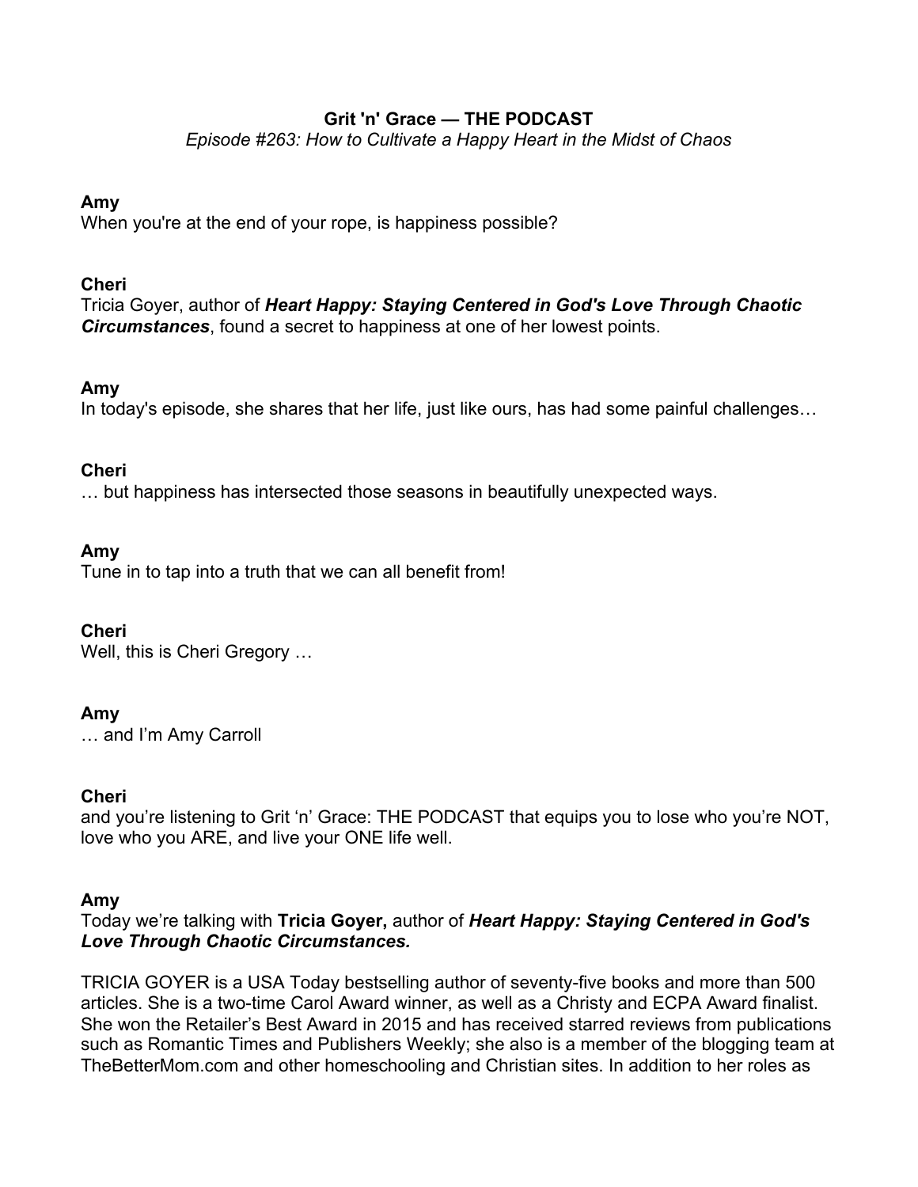**Grit 'n' Grace — THE PODCAST**

*Episode #263: How to Cultivate a Happy Heart in the Midst of Chaos*

**Amy**
When you're at the end of your rope, is happiness possible?

**Cheri**
Tricia Goyer, author of ***Heart Happy: Staying Centered in God's Love Through Chaotic Circumstances***, found a secret to happiness at one of her lowest points.

**Amy**
In today's episode, she shares that her life, just like ours, has had some painful challenges…

**Cheri**
… but happiness has intersected those seasons in beautifully unexpected ways.

**Amy**
Tune in to tap into a truth that we can all benefit from!

**Cheri**
Well, this is Cheri Gregory …

**Amy**
… and I'm Amy Carroll

**Cheri**
and you're listening to Grit 'n' Grace: THE PODCAST that equips you to lose who you're NOT, love who you ARE, and live your ONE life well.

**Amy**
Today we're talking with **Tricia Goyer,** author of ***Heart Happy: Staying Centered in God's Love Through Chaotic Circumstances.***

TRICIA GOYER is a USA Today bestselling author of seventy-five books and more than 500 articles. She is a two-time Carol Award winner, as well as a Christy and ECPA Award finalist. She won the Retailer's Best Award in 2015 and has received starred reviews from publications such as Romantic Times and Publishers Weekly; she also is a member of the blogging team at TheBetterMom.com and other homeschooling and Christian sites. In addition to her roles as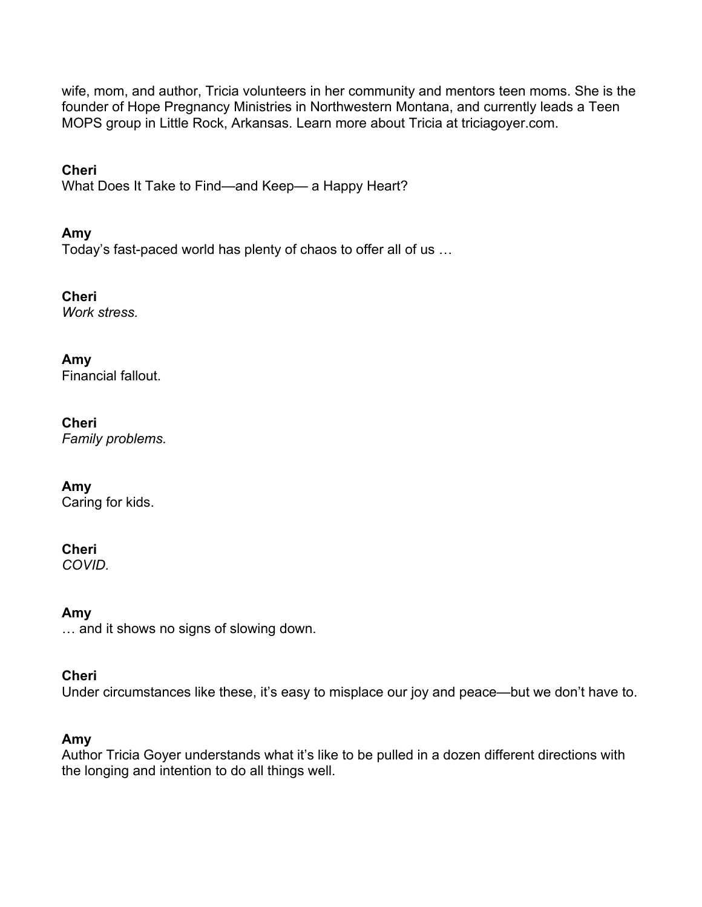wife, mom, and author, Tricia volunteers in her community and mentors teen moms. She is the founder of Hope Pregnancy Ministries in Northwestern Montana, and currently leads a Teen MOPS group in Little Rock, Arkansas. Learn more about Tricia at triciagoyer.com.

**Cheri**
What Does It Take to Find—and Keep— a Happy Heart?

**Amy**
Today's fast-paced world has plenty of chaos to offer all of us …

**Cheri**
*Work stress.*

**Amy**
Financial fallout.

**Cheri**
*Family problems.*

**Amy**
Caring for kids.

**Cheri**
*COVID.*

**Amy**
… and it shows no signs of slowing down.

**Cheri**
Under circumstances like these, it's easy to misplace our joy and peace—but we don't have to.

**Amy**
Author Tricia Goyer understands what it's like to be pulled in a dozen different directions with the longing and intention to do all things well.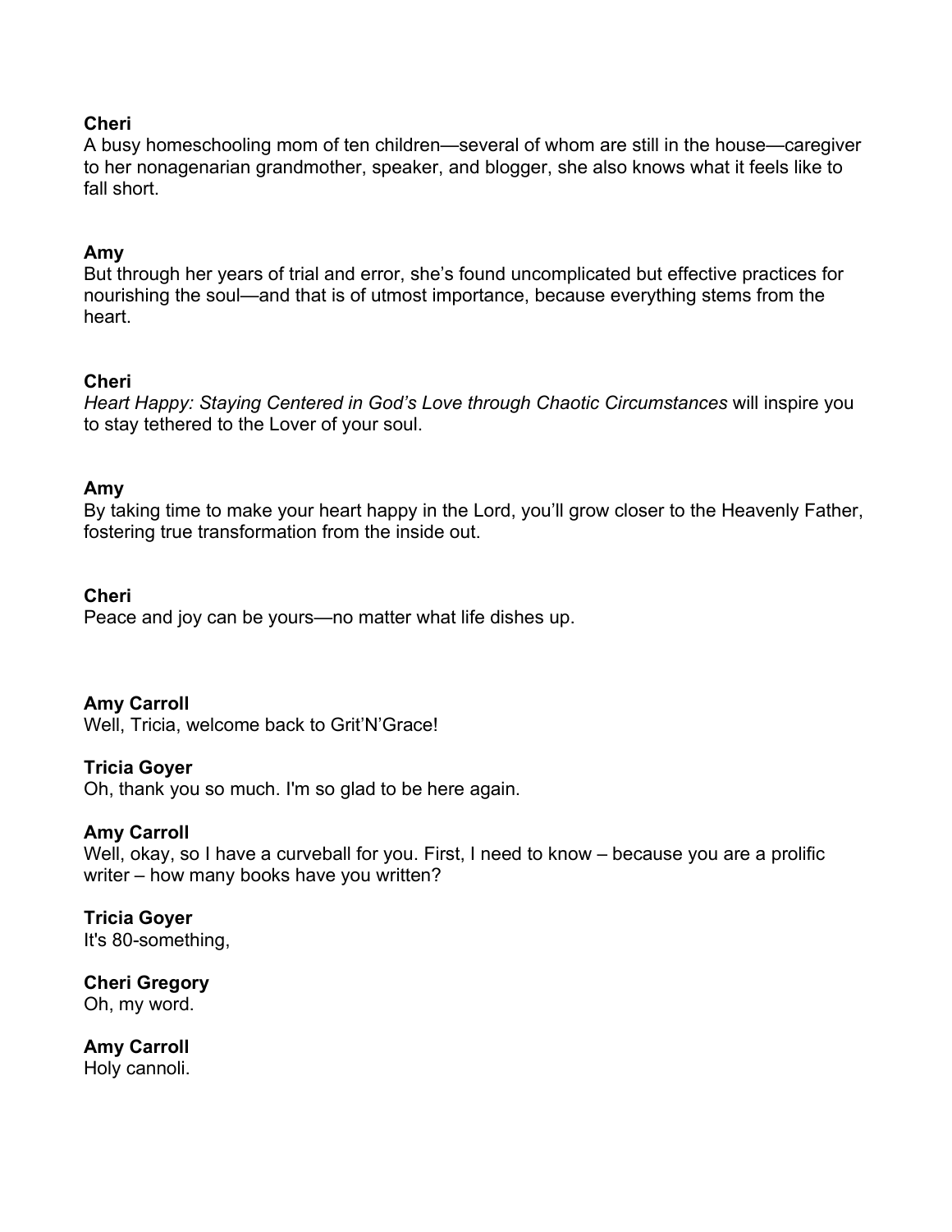**Cheri**
A busy homeschooling mom of ten children—several of whom are still in the house—caregiver to her nonagenarian grandmother, speaker, and blogger, she also knows what it feels like to fall short.

**Amy**
But through her years of trial and error, she's found uncomplicated but effective practices for nourishing the soul—and that is of utmost importance, because everything stems from the heart.

**Cheri**
*Heart Happy: Staying Centered in God's Love through Chaotic Circumstances* will inspire you to stay tethered to the Lover of your soul.

**Amy**
By taking time to make your heart happy in the Lord, you'll grow closer to the Heavenly Father, fostering true transformation from the inside out.

**Cheri**
Peace and joy can be yours—no matter what life dishes up.

**Amy Carroll**
Well, Tricia, welcome back to Grit'N'Grace!

**Tricia Goyer**
Oh, thank you so much. I'm so glad to be here again.

**Amy Carroll**
Well, okay, so I have a curveball for you. First, I need to know – because you are a prolific writer – how many books have you written?

**Tricia Goyer**
It's 80-something,

**Cheri Gregory**
Oh, my word.

**Amy Carroll**
Holy cannoli.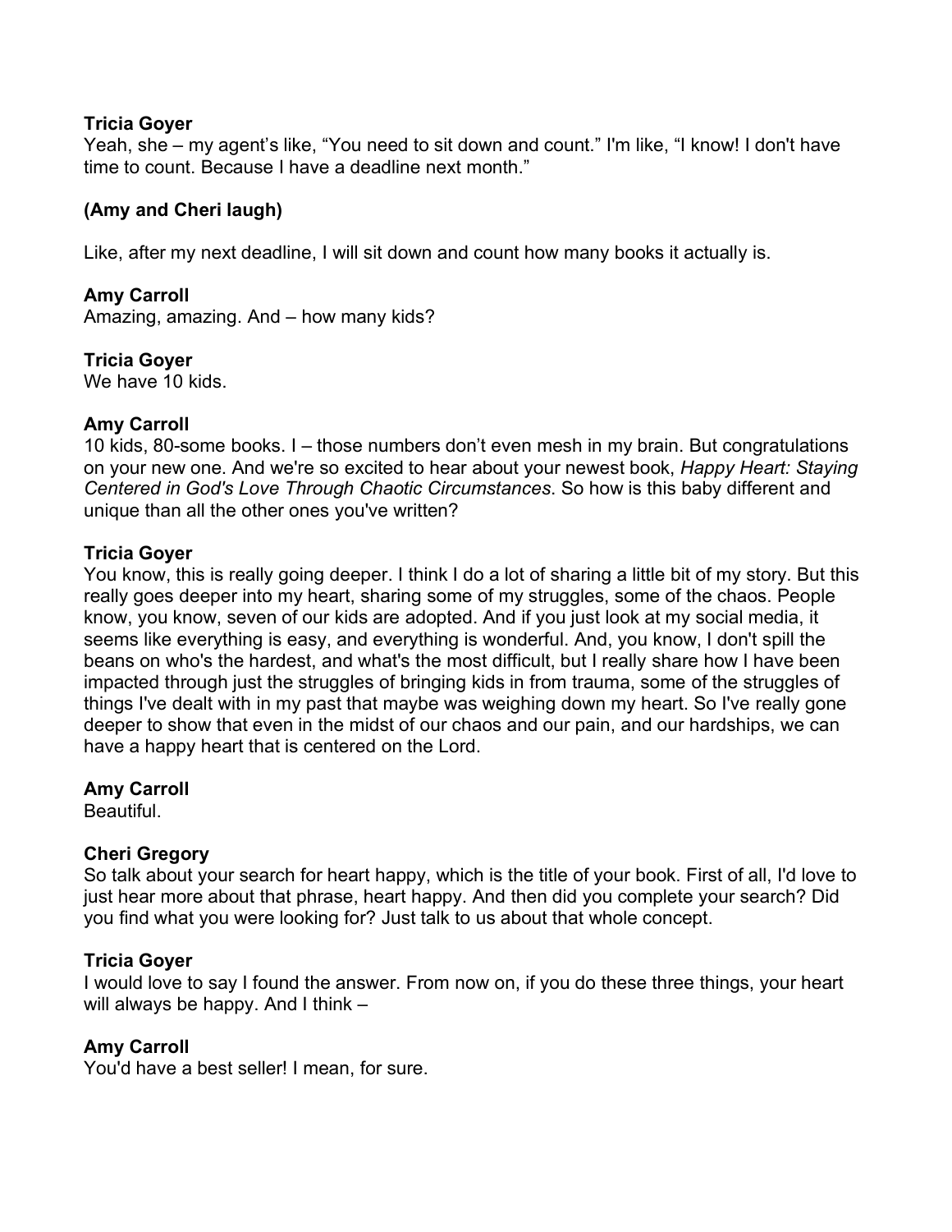**Tricia Goyer**
Yeah, she – my agent's like, "You need to sit down and count." I'm like, "I know! I don't have time to count. Because I have a deadline next month."

**(Amy and Cheri laugh)**

Like, after my next deadline, I will sit down and count how many books it actually is.

**Amy Carroll**
Amazing, amazing. And – how many kids?

**Tricia Goyer**
We have 10 kids.

**Amy Carroll**
10 kids, 80-some books. I – those numbers don't even mesh in my brain. But congratulations on your new one. And we're so excited to hear about your newest book, *Happy Heart: Staying Centered in God's Love Through Chaotic Circumstances*. So how is this baby different and unique than all the other ones you've written?

**Tricia Goyer**
You know, this is really going deeper. I think I do a lot of sharing a little bit of my story. But this really goes deeper into my heart, sharing some of my struggles, some of the chaos. People know, you know, seven of our kids are adopted. And if you just look at my social media, it seems like everything is easy, and everything is wonderful. And, you know, I don't spill the beans on who's the hardest, and what's the most difficult, but I really share how I have been impacted through just the struggles of bringing kids in from trauma, some of the struggles of things I've dealt with in my past that maybe was weighing down my heart. So I've really gone deeper to show that even in the midst of our chaos and our pain, and our hardships, we can have a happy heart that is centered on the Lord.

**Amy Carroll**
Beautiful.

**Cheri Gregory**
So talk about your search for heart happy, which is the title of your book. First of all, I'd love to just hear more about that phrase, heart happy. And then did you complete your search? Did you find what you were looking for? Just talk to us about that whole concept.

**Tricia Goyer**
I would love to say I found the answer. From now on, if you do these three things, your heart will always be happy. And I think –

**Amy Carroll**
You'd have a best seller! I mean, for sure.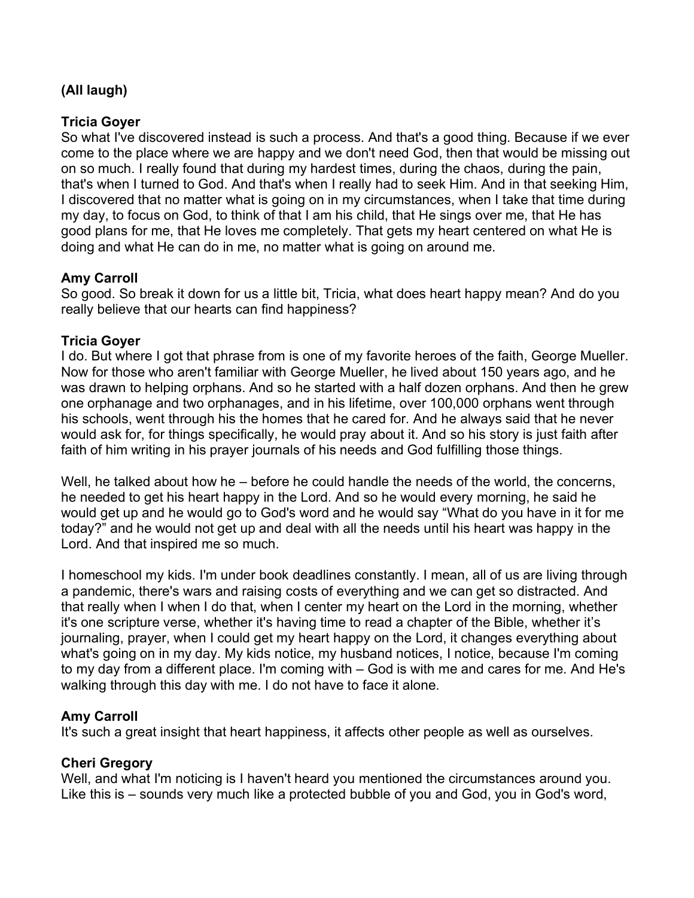**(All laugh)**

**Tricia Goyer**
So what I've discovered instead is such a process. And that's a good thing. Because if we ever come to the place where we are happy and we don't need God, then that would be missing out on so much. I really found that during my hardest times, during the chaos, during the pain, that's when I turned to God. And that's when I really had to seek Him. And in that seeking Him, I discovered that no matter what is going on in my circumstances, when I take that time during my day, to focus on God, to think of that I am his child, that He sings over me, that He has good plans for me, that He loves me completely. That gets my heart centered on what He is doing and what He can do in me, no matter what is going on around me.

**Amy Carroll**
So good. So break it down for us a little bit, Tricia, what does heart happy mean? And do you really believe that our hearts can find happiness?

**Tricia Goyer**
I do. But where I got that phrase from is one of my favorite heroes of the faith, George Mueller. Now for those who aren't familiar with George Mueller, he lived about 150 years ago, and he was drawn to helping orphans. And so he started with a half dozen orphans. And then he grew one orphanage and two orphanages, and in his lifetime, over 100,000 orphans went through his schools, went through his the homes that he cared for. And he always said that he never would ask for, for things specifically, he would pray about it. And so his story is just faith after faith of him writing in his prayer journals of his needs and God fulfilling those things.

Well, he talked about how he – before he could handle the needs of the world, the concerns, he needed to get his heart happy in the Lord. And so he would every morning, he said he would get up and he would go to God's word and he would say "What do you have in it for me today?" and he would not get up and deal with all the needs until his heart was happy in the Lord. And that inspired me so much.

I homeschool my kids. I'm under book deadlines constantly. I mean, all of us are living through a pandemic, there's wars and raising costs of everything and we can get so distracted. And that really when I when I do that, when I center my heart on the Lord in the morning, whether it's one scripture verse, whether it's having time to read a chapter of the Bible, whether it's journaling, prayer, when I could get my heart happy on the Lord, it changes everything about what's going on in my day. My kids notice, my husband notices, I notice, because I'm coming to my day from a different place. I'm coming with – God is with me and cares for me. And He's walking through this day with me. I do not have to face it alone.

**Amy Carroll**
It's such a great insight that heart happiness, it affects other people as well as ourselves.

**Cheri Gregory**
Well, and what I'm noticing is I haven't heard you mentioned the circumstances around you. Like this is – sounds very much like a protected bubble of you and God, you in God's word,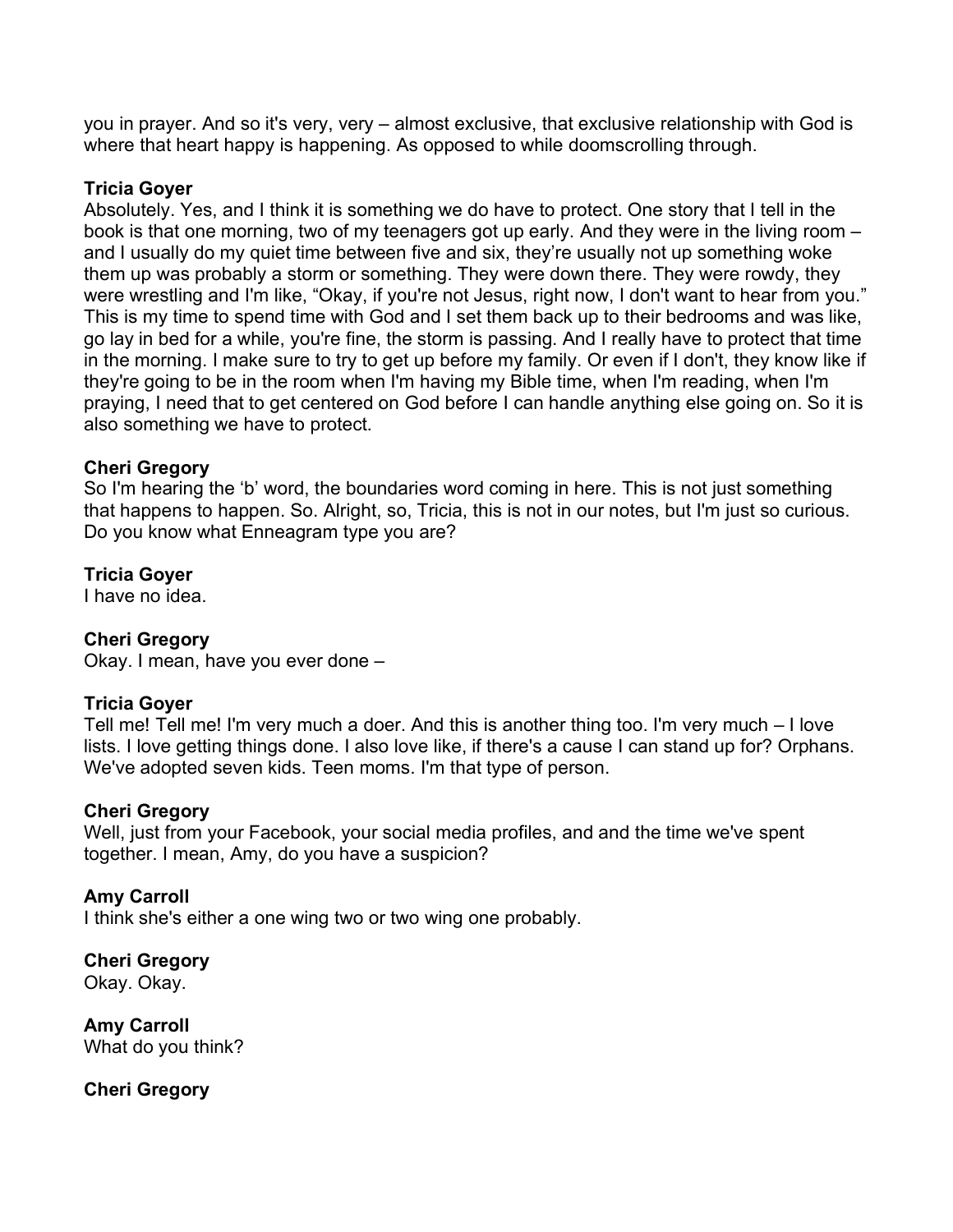you in prayer. And so it's very, very – almost exclusive, that exclusive relationship with God is where that heart happy is happening. As opposed to while doomscrolling through.

**Tricia Goyer**
Absolutely. Yes, and I think it is something we do have to protect. One story that I tell in the book is that one morning, two of my teenagers got up early. And they were in the living room – and I usually do my quiet time between five and six, they're usually not up something woke them up was probably a storm or something. They were down there. They were rowdy, they were wrestling and I'm like, "Okay, if you're not Jesus, right now, I don't want to hear from you." This is my time to spend time with God and I set them back up to their bedrooms and was like, go lay in bed for a while, you're fine, the storm is passing. And I really have to protect that time in the morning. I make sure to try to get up before my family. Or even if I don't, they know like if they're going to be in the room when I'm having my Bible time, when I'm reading, when I'm praying, I need that to get centered on God before I can handle anything else going on. So it is also something we have to protect.

**Cheri Gregory**
So I'm hearing the 'b' word, the boundaries word coming in here. This is not just something that happens to happen. So. Alright, so, Tricia, this is not in our notes, but I'm just so curious. Do you know what Enneagram type you are?

**Tricia Goyer**
I have no idea.

**Cheri Gregory**
Okay. I mean, have you ever done –

**Tricia Goyer**
Tell me! Tell me! I'm very much a doer. And this is another thing too. I'm very much – I love lists. I love getting things done. I also love like, if there's a cause I can stand up for? Orphans. We've adopted seven kids. Teen moms. I'm that type of person.

**Cheri Gregory**
Well, just from your Facebook, your social media profiles, and and the time we've spent together. I mean, Amy, do you have a suspicion?

**Amy Carroll**
I think she's either a one wing two or two wing one probably.

**Cheri Gregory**
Okay. Okay.

**Amy Carroll**
What do you think?

**Cheri Gregory**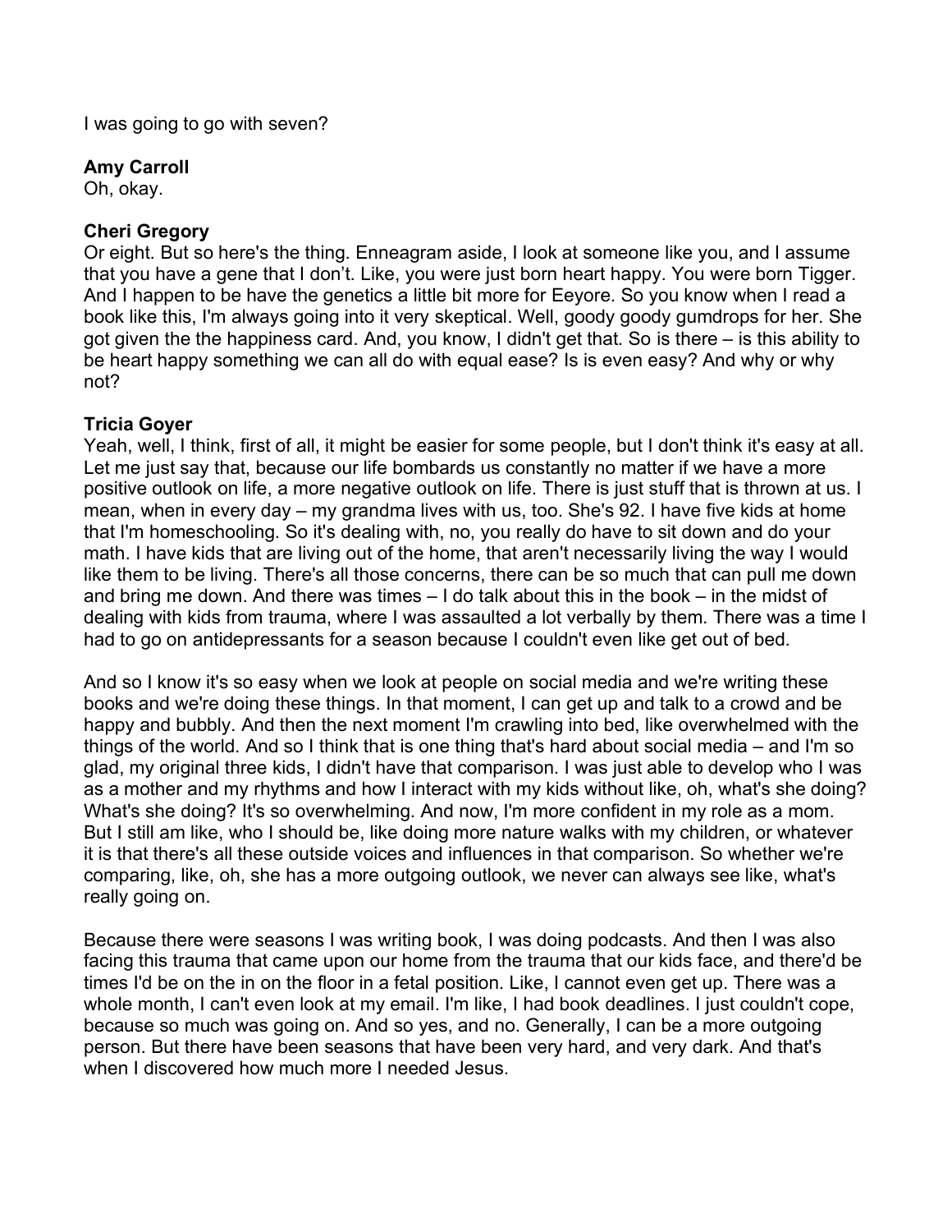I was going to go with seven?

**Amy Carroll**
Oh, okay.

**Cheri Gregory**
Or eight. But so here's the thing. Enneagram aside, I look at someone like you, and I assume that you have a gene that I don't. Like, you were just born heart happy. You were born Tigger. And I happen to be have the genetics a little bit more for Eeyore. So you know when I read a book like this, I'm always going into it very skeptical. Well, goody goody gumdrops for her. She got given the the happiness card. And, you know, I didn't get that. So is there – is this ability to be heart happy something we can all do with equal ease? Is is even easy? And why or why not?

**Tricia Goyer**
Yeah, well, I think, first of all, it might be easier for some people, but I don't think it's easy at all. Let me just say that, because our life bombards us constantly no matter if we have a more positive outlook on life, a more negative outlook on life. There is just stuff that is thrown at us. I mean, when in every day – my grandma lives with us, too. She's 92. I have five kids at home that I'm homeschooling. So it's dealing with, no, you really do have to sit down and do your math. I have kids that are living out of the home, that aren't necessarily living the way I would like them to be living. There's all those concerns, there can be so much that can pull me down and bring me down. And there was times – I do talk about this in the book – in the midst of dealing with kids from trauma, where I was assaulted a lot verbally by them. There was a time I had to go on antidepressants for a season because I couldn't even like get out of bed.

And so I know it's so easy when we look at people on social media and we're writing these books and we're doing these things. In that moment, I can get up and talk to a crowd and be happy and bubbly. And then the next moment I'm crawling into bed, like overwhelmed with the things of the world. And so I think that is one thing that's hard about social media – and I'm so glad, my original three kids, I didn't have that comparison. I was just able to develop who I was as a mother and my rhythms and how I interact with my kids without like, oh, what's she doing? What's she doing? It's so overwhelming. And now, I'm more confident in my role as a mom. But I still am like, who I should be, like doing more nature walks with my children, or whatever it is that there's all these outside voices and influences in that comparison. So whether we're comparing, like, oh, she has a more outgoing outlook, we never can always see like, what's really going on.

Because there were seasons I was writing book, I was doing podcasts. And then I was also facing this trauma that came upon our home from the trauma that our kids face, and there'd be times I'd be on the in on the floor in a fetal position. Like, I cannot even get up. There was a whole month, I can't even look at my email. I'm like, I had book deadlines. I just couldn't cope, because so much was going on. And so yes, and no. Generally, I can be a more outgoing person. But there have been seasons that have been very hard, and very dark. And that's when I discovered how much more I needed Jesus.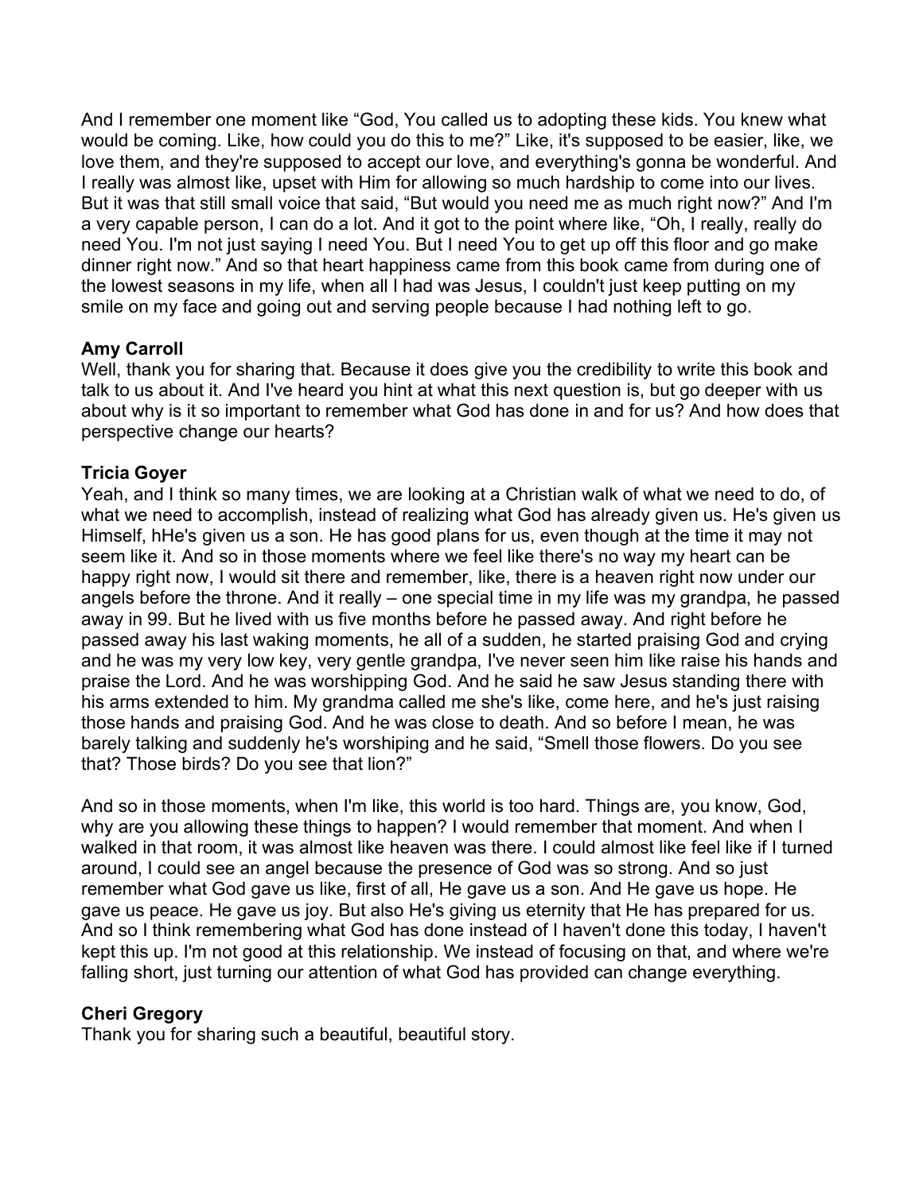And I remember one moment like "God, You called us to adopting these kids. You knew what would be coming. Like, how could you do this to me?" Like, it's supposed to be easier, like, we love them, and they're supposed to accept our love, and everything's gonna be wonderful. And I really was almost like, upset with Him for allowing so much hardship to come into our lives. But it was that still small voice that said, "But would you need me as much right now?" And I'm a very capable person, I can do a lot. And it got to the point where like, "Oh, I really, really do need You. I'm not just saying I need You. But I need You to get up off this floor and go make dinner right now." And so that heart happiness came from this book came from during one of the lowest seasons in my life, when all I had was Jesus, I couldn't just keep putting on my smile on my face and going out and serving people because I had nothing left to go.

**Amy Carroll**
Well, thank you for sharing that. Because it does give you the credibility to write this book and talk to us about it. And I've heard you hint at what this next question is, but go deeper with us about why is it so important to remember what God has done in and for us? And how does that perspective change our hearts?

**Tricia Goyer**
Yeah, and I think so many times, we are looking at a Christian walk of what we need to do, of what we need to accomplish, instead of realizing what God has already given us. He's given us Himself, hHe's given us a son. He has good plans for us, even though at the time it may not seem like it. And so in those moments where we feel like there's no way my heart can be happy right now, I would sit there and remember, like, there is a heaven right now under our angels before the throne. And it really – one special time in my life was my grandpa, he passed away in 99. But he lived with us five months before he passed away. And right before he passed away his last waking moments, he all of a sudden, he started praising God and crying and he was my very low key, very gentle grandpa, I've never seen him like raise his hands and praise the Lord. And he was worshipping God. And he said he saw Jesus standing there with his arms extended to him. My grandma called me she's like, come here, and he's just raising those hands and praising God. And he was close to death. And so before I mean, he was barely talking and suddenly he's worshiping and he said, "Smell those flowers. Do you see that? Those birds? Do you see that lion?"

And so in those moments, when I'm like, this world is too hard. Things are, you know, God, why are you allowing these things to happen? I would remember that moment. And when I walked in that room, it was almost like heaven was there. I could almost like feel like if I turned around, I could see an angel because the presence of God was so strong. And so just remember what God gave us like, first of all, He gave us a son. And He gave us hope. He gave us peace. He gave us joy. But also He's giving us eternity that He has prepared for us. And so I think remembering what God has done instead of I haven't done this today, I haven't kept this up. I'm not good at this relationship. We instead of focusing on that, and where we're falling short, just turning our attention of what God has provided can change everything.

**Cheri Gregory**
Thank you for sharing such a beautiful, beautiful story.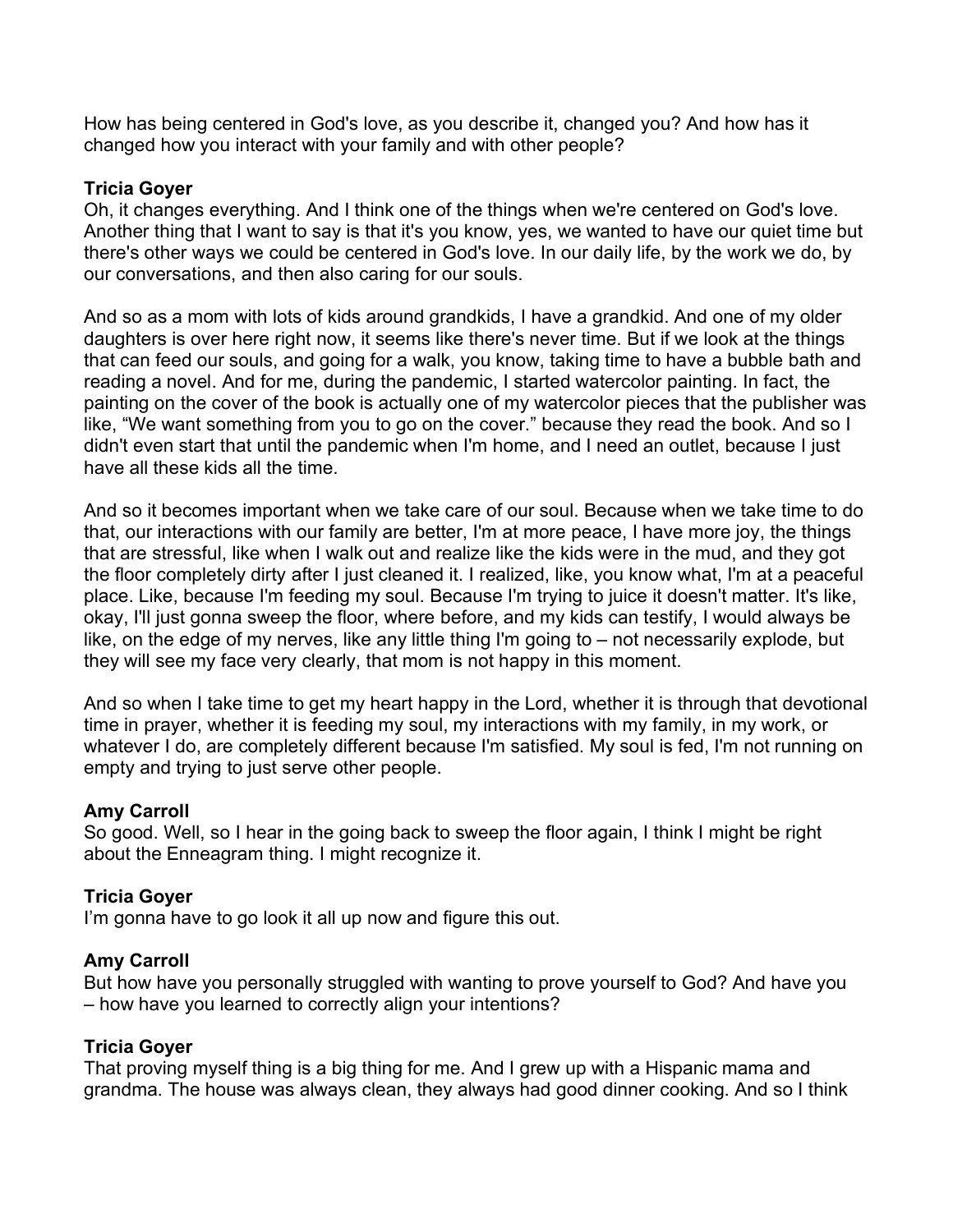How has being centered in God's love, as you describe it, changed you? And how has it changed how you interact with your family and with other people?

**Tricia Goyer**
Oh, it changes everything. And I think one of the things when we're centered on God's love. Another thing that I want to say is that it's you know, yes, we wanted to have our quiet time but there's other ways we could be centered in God's love. In our daily life, by the work we do, by our conversations, and then also caring for our souls.

And so as a mom with lots of kids around grandkids, I have a grandkid. And one of my older daughters is over here right now, it seems like there's never time. But if we look at the things that can feed our souls, and going for a walk, you know, taking time to have a bubble bath and reading a novel. And for me, during the pandemic, I started watercolor painting. In fact, the painting on the cover of the book is actually one of my watercolor pieces that the publisher was like, "We want something from you to go on the cover." because they read the book. And so I didn't even start that until the pandemic when I'm home, and I need an outlet, because I just have all these kids all the time.

And so it becomes important when we take care of our soul. Because when we take time to do that, our interactions with our family are better, I'm at more peace, I have more joy, the things that are stressful, like when I walk out and realize like the kids were in the mud, and they got the floor completely dirty after I just cleaned it. I realized, like, you know what, I'm at a peaceful place. Like, because I'm feeding my soul. Because I'm trying to juice it doesn't matter. It's like, okay, I'll just gonna sweep the floor, where before, and my kids can testify, I would always be like, on the edge of my nerves, like any little thing I'm going to – not necessarily explode, but they will see my face very clearly, that mom is not happy in this moment.

And so when I take time to get my heart happy in the Lord, whether it is through that devotional time in prayer, whether it is feeding my soul, my interactions with my family, in my work, or whatever I do, are completely different because I'm satisfied. My soul is fed, I'm not running on empty and trying to just serve other people.

**Amy Carroll**
So good. Well, so I hear in the going back to sweep the floor again, I think I might be right about the Enneagram thing. I might recognize it.

**Tricia Goyer**
I'm gonna have to go look it all up now and figure this out.

**Amy Carroll**
But how have you personally struggled with wanting to prove yourself to God? And have you – how have you learned to correctly align your intentions?

**Tricia Goyer**
That proving myself thing is a big thing for me. And I grew up with a Hispanic mama and grandma. The house was always clean, they always had good dinner cooking. And so I think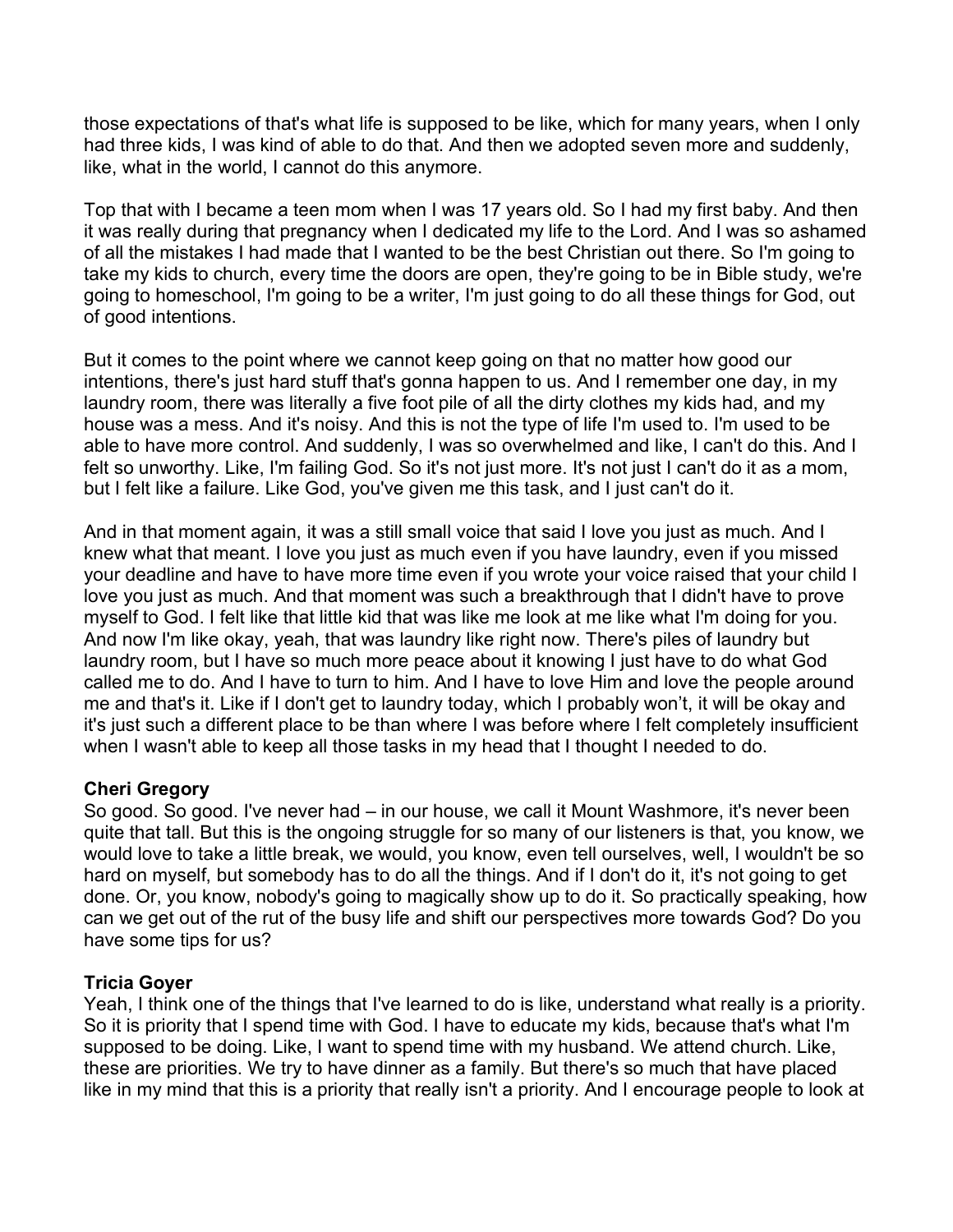those expectations of that's what life is supposed to be like, which for many years, when I only had three kids, I was kind of able to do that. And then we adopted seven more and suddenly, like, what in the world, I cannot do this anymore.

Top that with I became a teen mom when I was 17 years old. So I had my first baby. And then it was really during that pregnancy when I dedicated my life to the Lord. And I was so ashamed of all the mistakes I had made that I wanted to be the best Christian out there. So I'm going to take my kids to church, every time the doors are open, they're going to be in Bible study, we're going to homeschool, I'm going to be a writer, I'm just going to do all these things for God, out of good intentions.

But it comes to the point where we cannot keep going on that no matter how good our intentions, there's just hard stuff that's gonna happen to us. And I remember one day, in my laundry room, there was literally a five foot pile of all the dirty clothes my kids had, and my house was a mess. And it's noisy. And this is not the type of life I'm used to. I'm used to be able to have more control. And suddenly, I was so overwhelmed and like, I can't do this. And I felt so unworthy. Like, I'm failing God. So it's not just more. It's not just I can't do it as a mom, but I felt like a failure. Like God, you've given me this task, and I just can't do it.

And in that moment again, it was a still small voice that said I love you just as much. And I knew what that meant. I love you just as much even if you have laundry, even if you missed your deadline and have to have more time even if you wrote your voice raised that your child I love you just as much. And that moment was such a breakthrough that I didn't have to prove myself to God. I felt like that little kid that was like me look at me like what I'm doing for you. And now I'm like okay, yeah, that was laundry like right now. There's piles of laundry but laundry room, but I have so much more peace about it knowing I just have to do what God called me to do. And I have to turn to him. And I have to love Him and love the people around me and that's it. Like if I don't get to laundry today, which I probably won't, it will be okay and it's just such a different place to be than where I was before where I felt completely insufficient when I wasn't able to keep all those tasks in my head that I thought I needed to do.

**Cheri Gregory**
So good. So good. I've never had – in our house, we call it Mount Washmore, it's never been quite that tall. But this is the ongoing struggle for so many of our listeners is that, you know, we would love to take a little break, we would, you know, even tell ourselves, well, I wouldn't be so hard on myself, but somebody has to do all the things. And if I don't do it, it's not going to get done. Or, you know, nobody's going to magically show up to do it. So practically speaking, how can we get out of the rut of the busy life and shift our perspectives more towards God? Do you have some tips for us?

**Tricia Goyer**
Yeah, I think one of the things that I've learned to do is like, understand what really is a priority. So it is priority that I spend time with God. I have to educate my kids, because that's what I'm supposed to be doing. Like, I want to spend time with my husband. We attend church. Like, these are priorities. We try to have dinner as a family. But there's so much that have placed like in my mind that this is a priority that really isn't a priority. And I encourage people to look at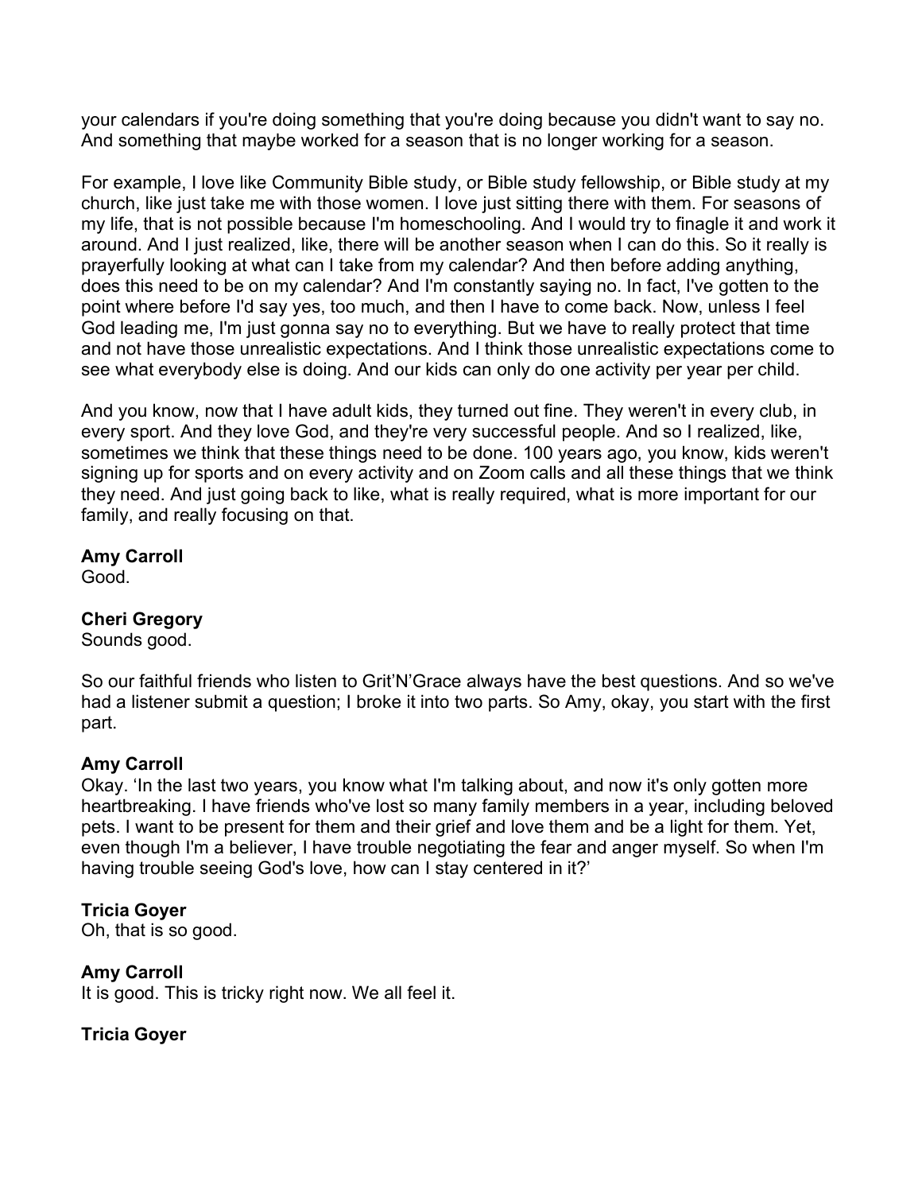your calendars if you're doing something that you're doing because you didn't want to say no. And something that maybe worked for a season that is no longer working for a season.

For example, I love like Community Bible study, or Bible study fellowship, or Bible study at my church, like just take me with those women. I love just sitting there with them. For seasons of my life, that is not possible because I'm homeschooling. And I would try to finagle it and work it around. And I just realized, like, there will be another season when I can do this. So it really is prayerfully looking at what can I take from my calendar? And then before adding anything, does this need to be on my calendar? And I'm constantly saying no. In fact, I've gotten to the point where before I'd say yes, too much, and then I have to come back. Now, unless I feel God leading me, I'm just gonna say no to everything. But we have to really protect that time and not have those unrealistic expectations. And I think those unrealistic expectations come to see what everybody else is doing. And our kids can only do one activity per year per child.

And you know, now that I have adult kids, they turned out fine. They weren't in every club, in every sport. And they love God, and they're very successful people. And so I realized, like, sometimes we think that these things need to be done. 100 years ago, you know, kids weren't signing up for sports and on every activity and on Zoom calls and all these things that we think they need. And just going back to like, what is really required, what is more important for our family, and really focusing on that.

**Amy Carroll**
Good.

**Cheri Gregory**
Sounds good.

So our faithful friends who listen to Grit'N'Grace always have the best questions. And so we've had a listener submit a question; I broke it into two parts. So Amy, okay, you start with the first part.

**Amy Carroll**
Okay. 'In the last two years, you know what I'm talking about, and now it's only gotten more heartbreaking. I have friends who've lost so many family members in a year, including beloved pets. I want to be present for them and their grief and love them and be a light for them. Yet, even though I'm a believer, I have trouble negotiating the fear and anger myself. So when I'm having trouble seeing God's love, how can I stay centered in it?'

**Tricia Goyer**
Oh, that is so good.

**Amy Carroll**
It is good. This is tricky right now. We all feel it.

**Tricia Goyer**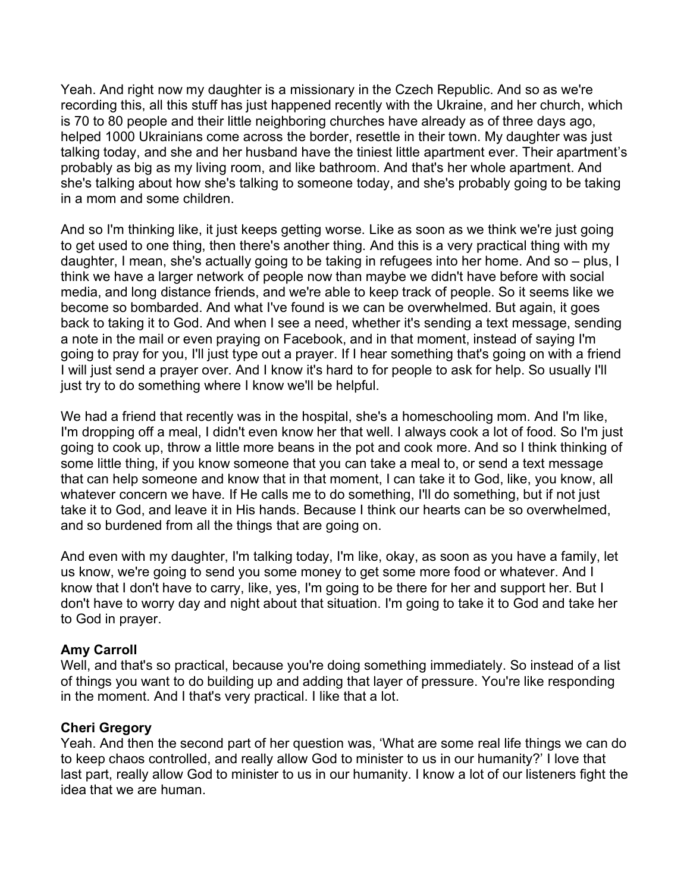Yeah. And right now my daughter is a missionary in the Czech Republic. And so as we're recording this, all this stuff has just happened recently with the Ukraine, and her church, which is 70 to 80 people and their little neighboring churches have already as of three days ago, helped 1000 Ukrainians come across the border, resettle in their town. My daughter was just talking today, and she and her husband have the tiniest little apartment ever. Their apartment's probably as big as my living room, and like bathroom. And that's her whole apartment. And she's talking about how she's talking to someone today, and she's probably going to be taking in a mom and some children.

And so I'm thinking like, it just keeps getting worse. Like as soon as we think we're just going to get used to one thing, then there's another thing. And this is a very practical thing with my daughter, I mean, she's actually going to be taking in refugees into her home. And so – plus, I think we have a larger network of people now than maybe we didn't have before with social media, and long distance friends, and we're able to keep track of people. So it seems like we become so bombarded. And what I've found is we can be overwhelmed. But again, it goes back to taking it to God. And when I see a need, whether it's sending a text message, sending a note in the mail or even praying on Facebook, and in that moment, instead of saying I'm going to pray for you, I'll just type out a prayer. If I hear something that's going on with a friend I will just send a prayer over. And I know it's hard to for people to ask for help. So usually I'll just try to do something where I know we'll be helpful.

We had a friend that recently was in the hospital, she's a homeschooling mom. And I'm like, I'm dropping off a meal, I didn't even know her that well. I always cook a lot of food. So I'm just going to cook up, throw a little more beans in the pot and cook more. And so I think thinking of some little thing, if you know someone that you can take a meal to, or send a text message that can help someone and know that in that moment, I can take it to God, like, you know, all whatever concern we have. If He calls me to do something, I'll do something, but if not just take it to God, and leave it in His hands. Because I think our hearts can be so overwhelmed, and so burdened from all the things that are going on.

And even with my daughter, I'm talking today, I'm like, okay, as soon as you have a family, let us know, we're going to send you some money to get some more food or whatever. And I know that I don't have to carry, like, yes, I'm going to be there for her and support her. But I don't have to worry day and night about that situation. I'm going to take it to God and take her to God in prayer.

**Amy Carroll**
Well, and that's so practical, because you're doing something immediately. So instead of a list of things you want to do building up and adding that layer of pressure. You're like responding in the moment. And I that's very practical. I like that a lot.

**Cheri Gregory**
Yeah. And then the second part of her question was, 'What are some real life things we can do to keep chaos controlled, and really allow God to minister to us in our humanity?' I love that last part, really allow God to minister to us in our humanity. I know a lot of our listeners fight the idea that we are human.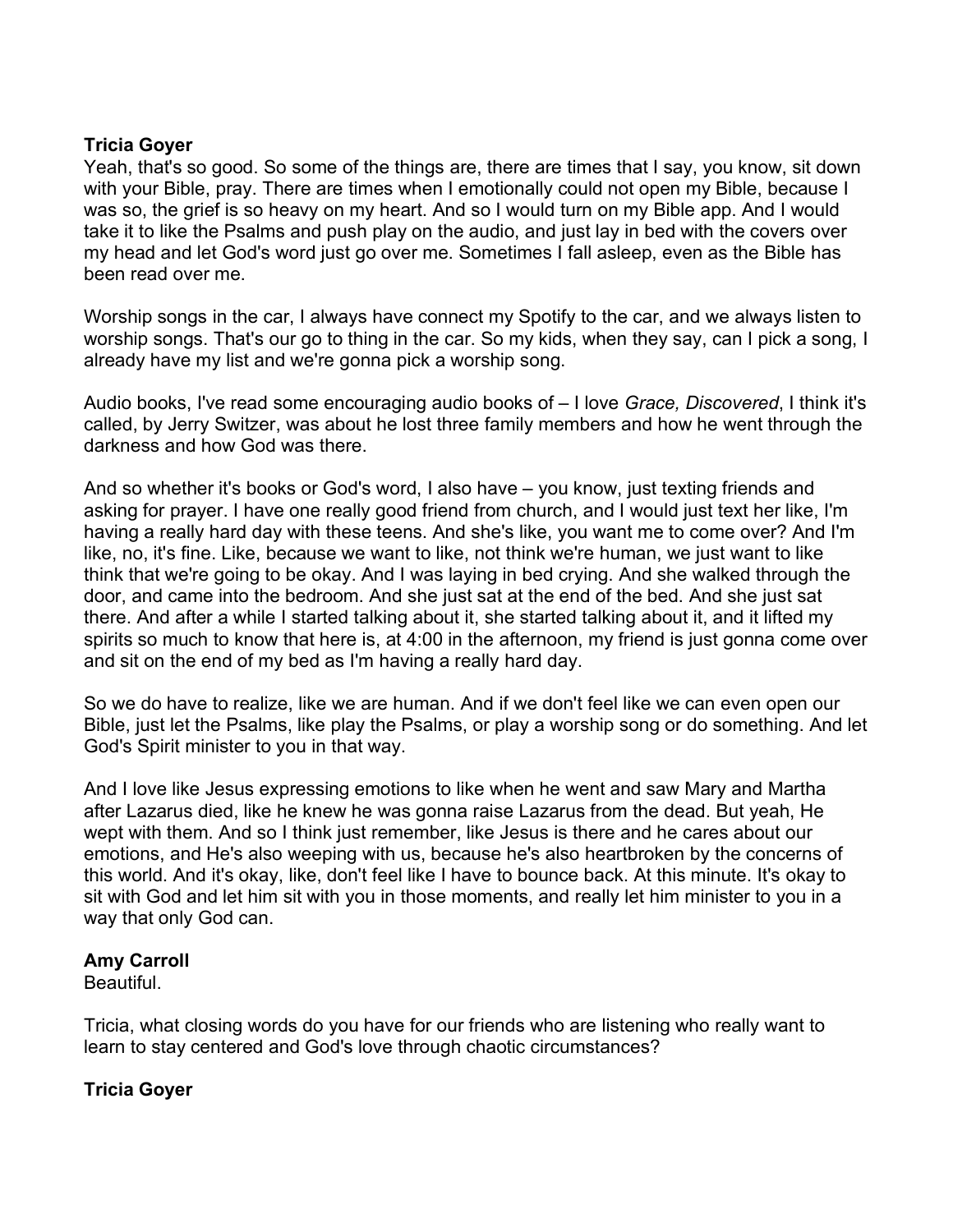**Tricia Goyer**

Yeah, that's so good. So some of the things are, there are times that I say, you know, sit down with your Bible, pray. There are times when I emotionally could not open my Bible, because I was so, the grief is so heavy on my heart. And so I would turn on my Bible app. And I would take it to like the Psalms and push play on the audio, and just lay in bed with the covers over my head and let God's word just go over me. Sometimes I fall asleep, even as the Bible has been read over me.

Worship songs in the car, I always have connect my Spotify to the car, and we always listen to worship songs. That's our go to thing in the car. So my kids, when they say, can I pick a song, I already have my list and we're gonna pick a worship song.

Audio books, I've read some encouraging audio books of – I love *Grace, Discovered*, I think it's called, by Jerry Switzer, was about he lost three family members and how he went through the darkness and how God was there.

And so whether it's books or God's word, I also have – you know, just texting friends and asking for prayer. I have one really good friend from church, and I would just text her like, I'm having a really hard day with these teens. And she's like, you want me to come over? And I'm like, no, it's fine. Like, because we want to like, not think we're human, we just want to like think that we're going to be okay. And I was laying in bed crying. And she walked through the door, and came into the bedroom. And she just sat at the end of the bed. And she just sat there. And after a while I started talking about it, she started talking about it, and it lifted my spirits so much to know that here is, at 4:00 in the afternoon, my friend is just gonna come over and sit on the end of my bed as I'm having a really hard day.

So we do have to realize, like we are human. And if we don't feel like we can even open our Bible, just let the Psalms, like play the Psalms, or play a worship song or do something. And let God's Spirit minister to you in that way.

And I love like Jesus expressing emotions to like when he went and saw Mary and Martha after Lazarus died, like he knew he was gonna raise Lazarus from the dead. But yeah, He wept with them. And so I think just remember, like Jesus is there and he cares about our emotions, and He's also weeping with us, because he's also heartbroken by the concerns of this world. And it's okay, like, don't feel like I have to bounce back. At this minute. It's okay to sit with God and let him sit with you in those moments, and really let him minister to you in a way that only God can.

**Amy Carroll**

Beautiful.

Tricia, what closing words do you have for our friends who are listening who really want to learn to stay centered and God's love through chaotic circumstances?

**Tricia Goyer**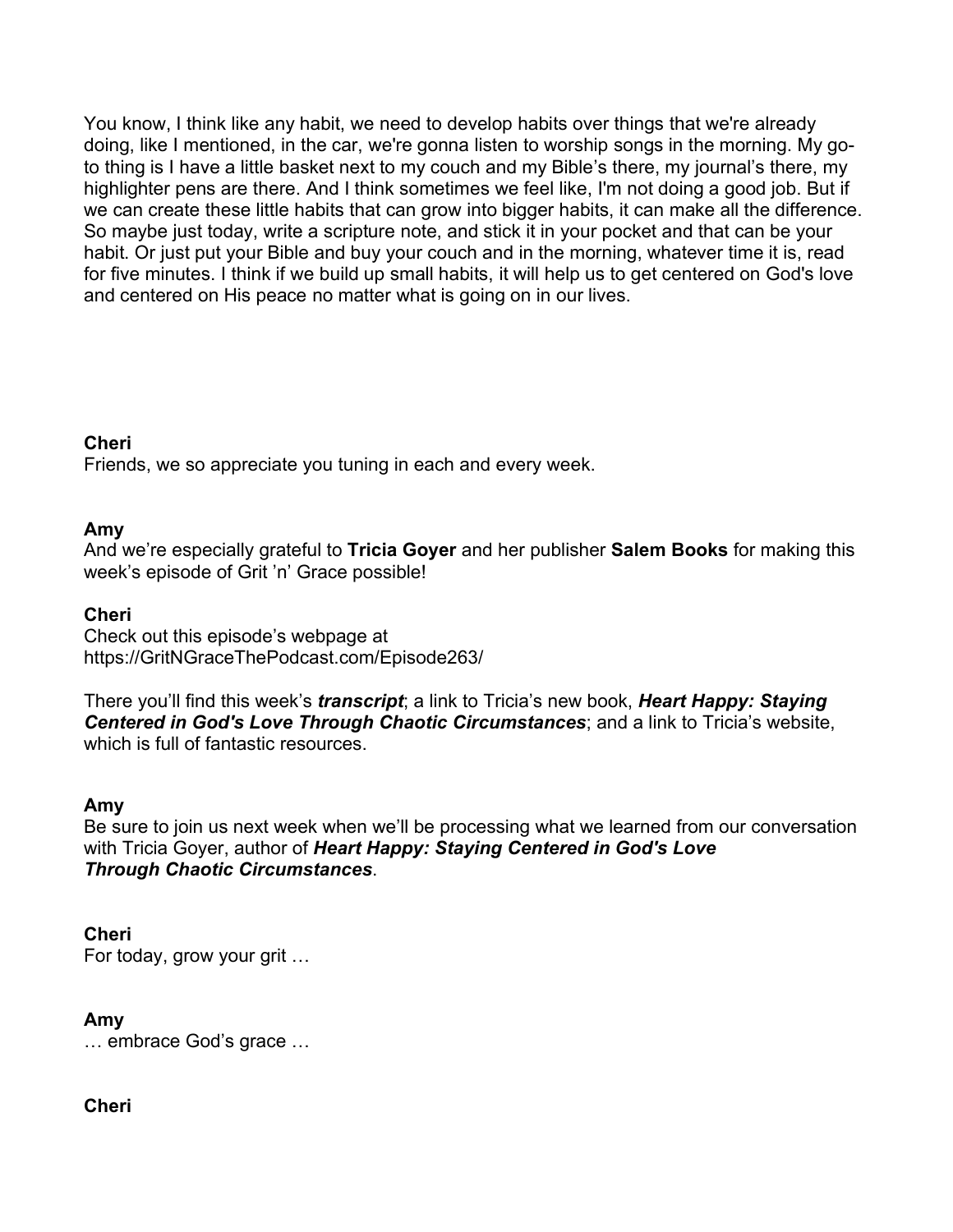You know, I think like any habit, we need to develop habits over things that we're already doing, like I mentioned, in the car, we're gonna listen to worship songs in the morning. My go-to thing is I have a little basket next to my couch and my Bible's there, my journal's there, my highlighter pens are there. And I think sometimes we feel like, I'm not doing a good job. But if we can create these little habits that can grow into bigger habits, it can make all the difference. So maybe just today, write a scripture note, and stick it in your pocket and that can be your habit. Or just put your Bible and buy your couch and in the morning, whatever time it is, read for five minutes. I think if we build up small habits, it will help us to get centered on God's love and centered on His peace no matter what is going on in our lives.

**Cheri**
Friends, we so appreciate you tuning in each and every week.

**Amy**
And we're especially grateful to **Tricia Goyer** and her publisher **Salem Books** for making this week's episode of Grit 'n' Grace possible!

**Cheri**
Check out this episode's webpage at https://GritNGraceThePodcast.com/Episode263/

There you'll find this week's ***transcript***; a link to Tricia's new book, ***Heart Happy: Staying Centered in God's Love Through Chaotic Circumstances***; and a link to Tricia's website, which is full of fantastic resources.

**Amy**
Be sure to join us next week when we'll be processing what we learned from our conversation with Tricia Goyer, author of ***Heart Happy: Staying Centered in God's Love Through Chaotic Circumstances***.

**Cheri**
For today, grow your grit …

**Amy**
… embrace God's grace …

**Cheri**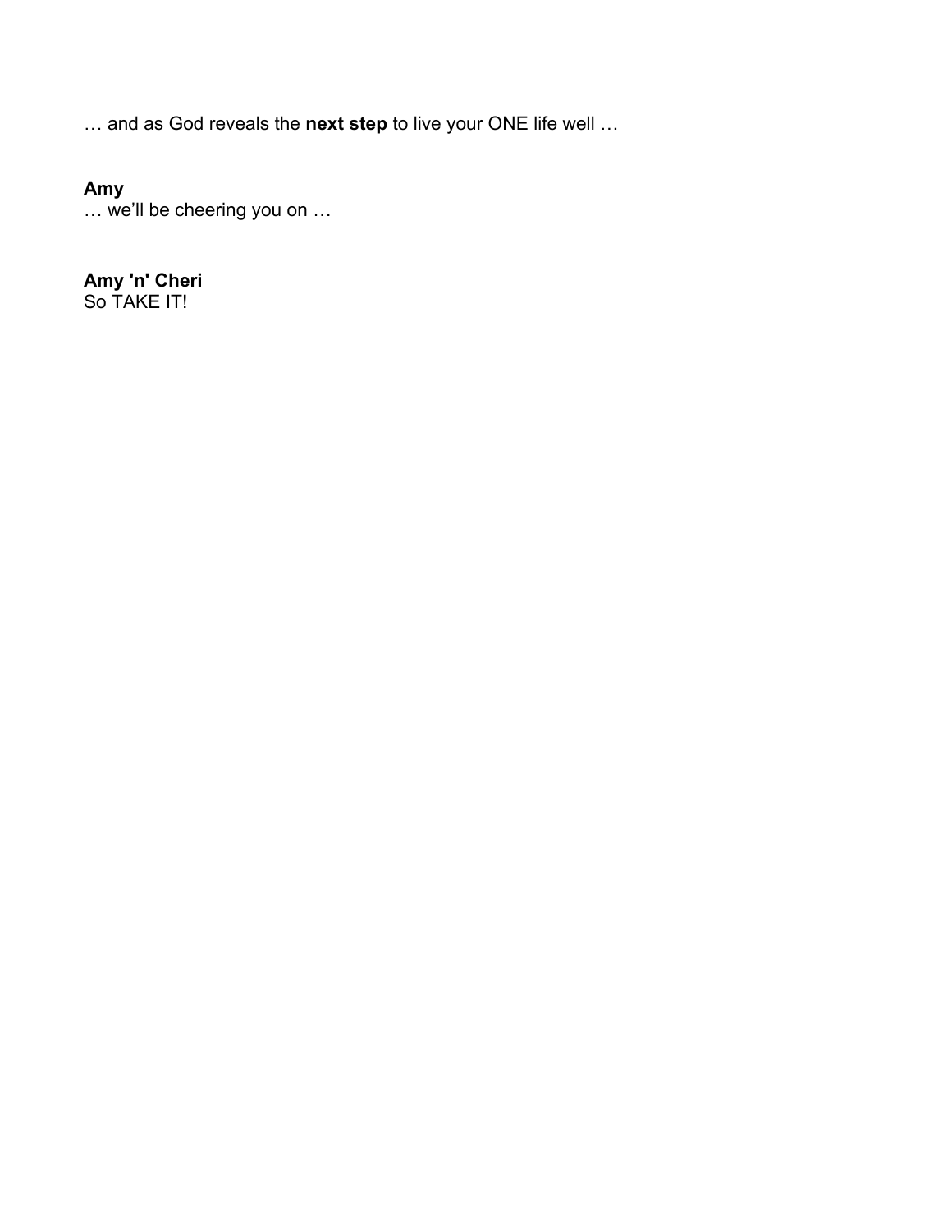… and as God reveals the **next step** to live your ONE life well …

**Amy**
… we’ll be cheering you on …

**Amy 'n' Cheri**
So TAKE IT!